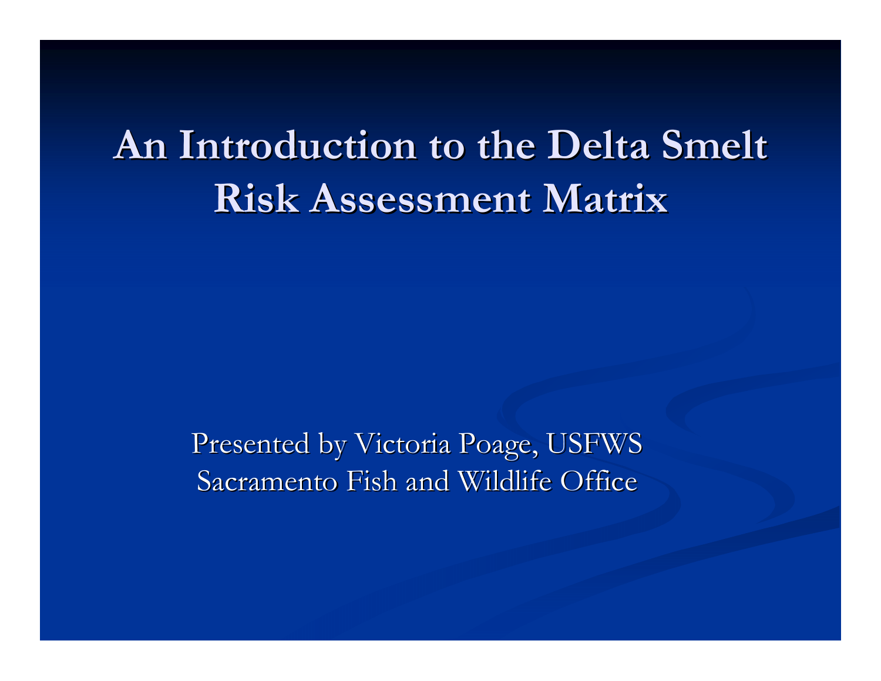# An Introduction to the Delta Smelt Risk Assessment Matrix

Presented by Victoria Poage, USFWS
Sacramento Fish and Wildlife Office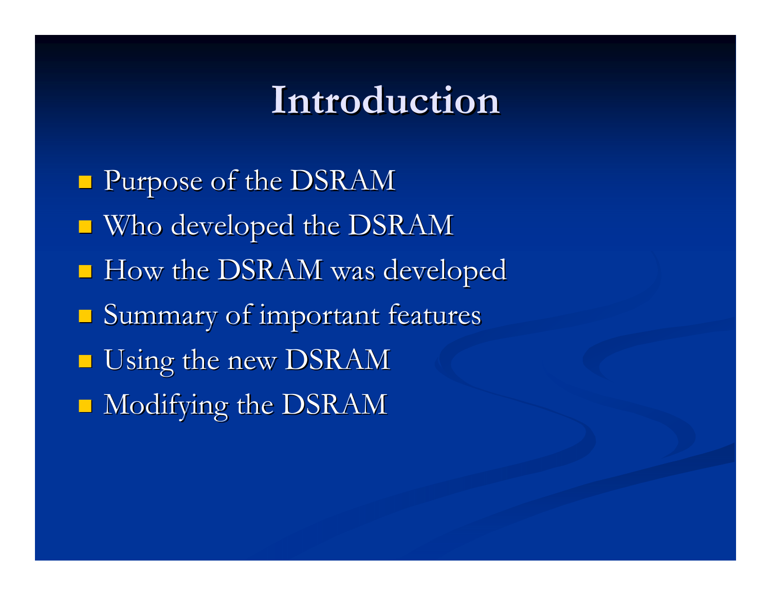# Introduction

- Purpose of the DSRAM
- Who developed the DSRAM
- How the DSRAM was developed
- Summary of important features
- Using the new DSRAM
- Modifying the DSRAM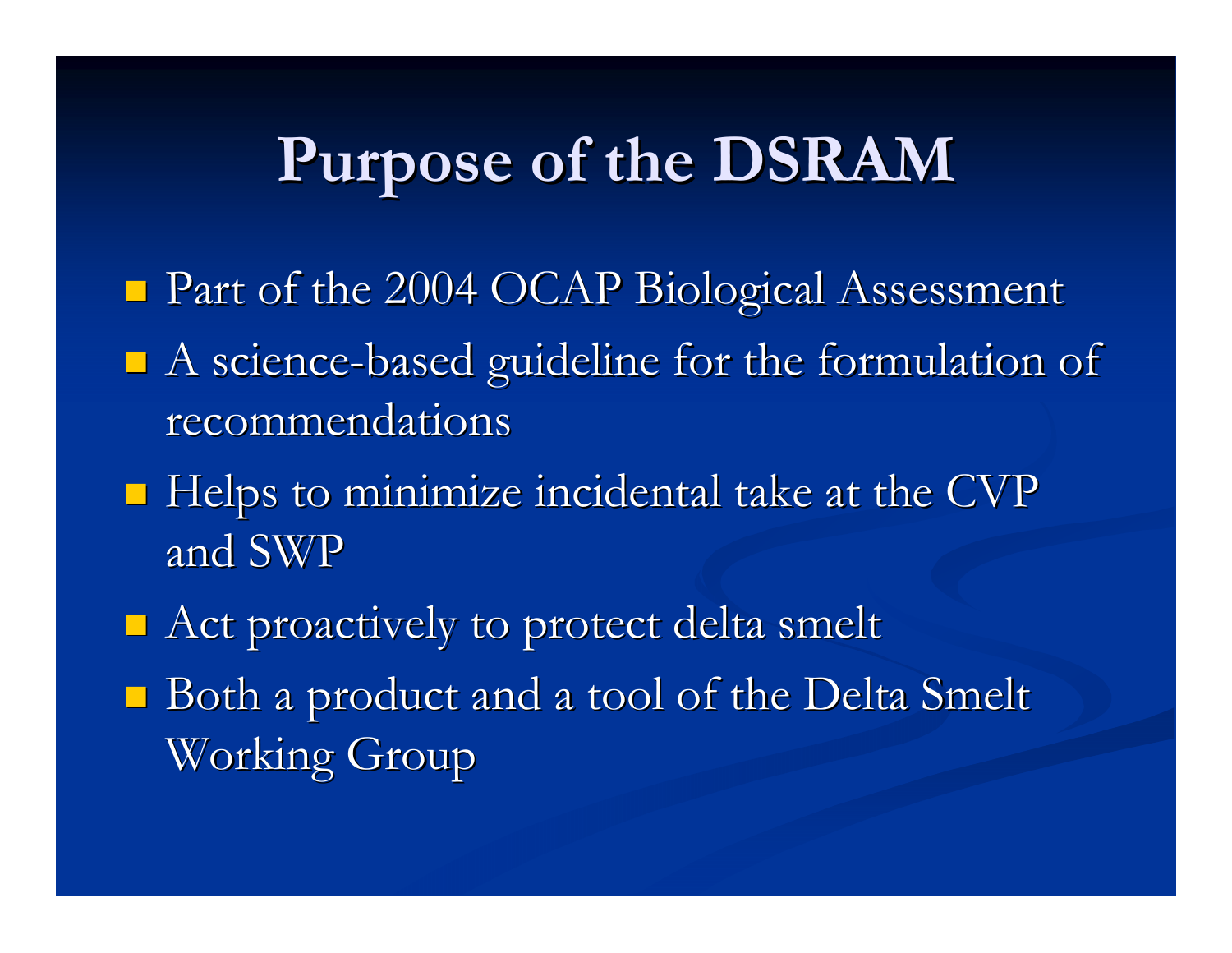# Purpose of the DSRAM

- Part of the 2004 OCAP Biological Assessment
- A science-based guideline for the formulation of recommendations
- Helps to minimize incidental take at the CVP and SWP
- Act proactively to protect delta smelt
- Both a product and a tool of the Delta Smelt Working Group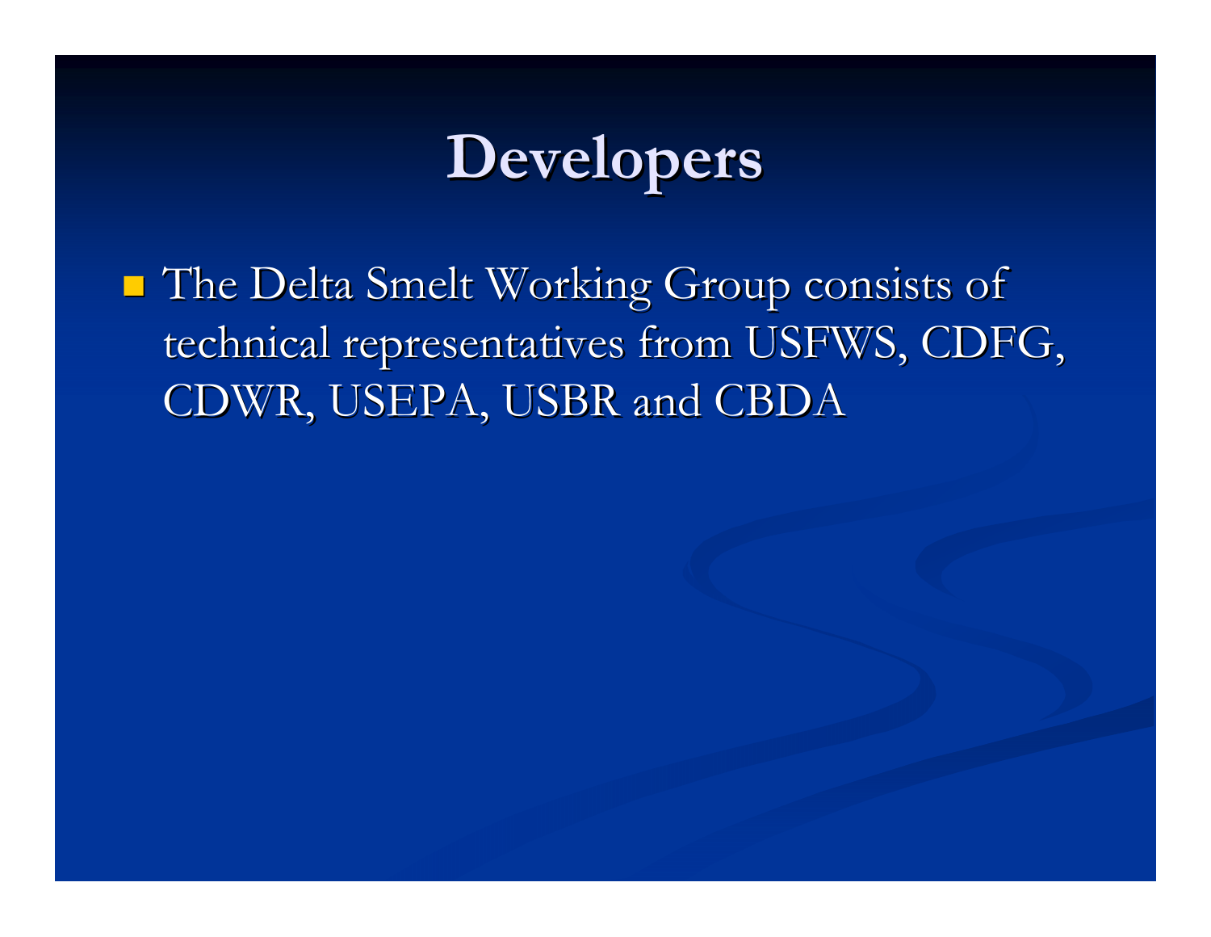# Developers

- The Delta Smelt Working Group consists of technical representatives from USFWS, CDFG, CDWR, USEPA, USBR and CBDA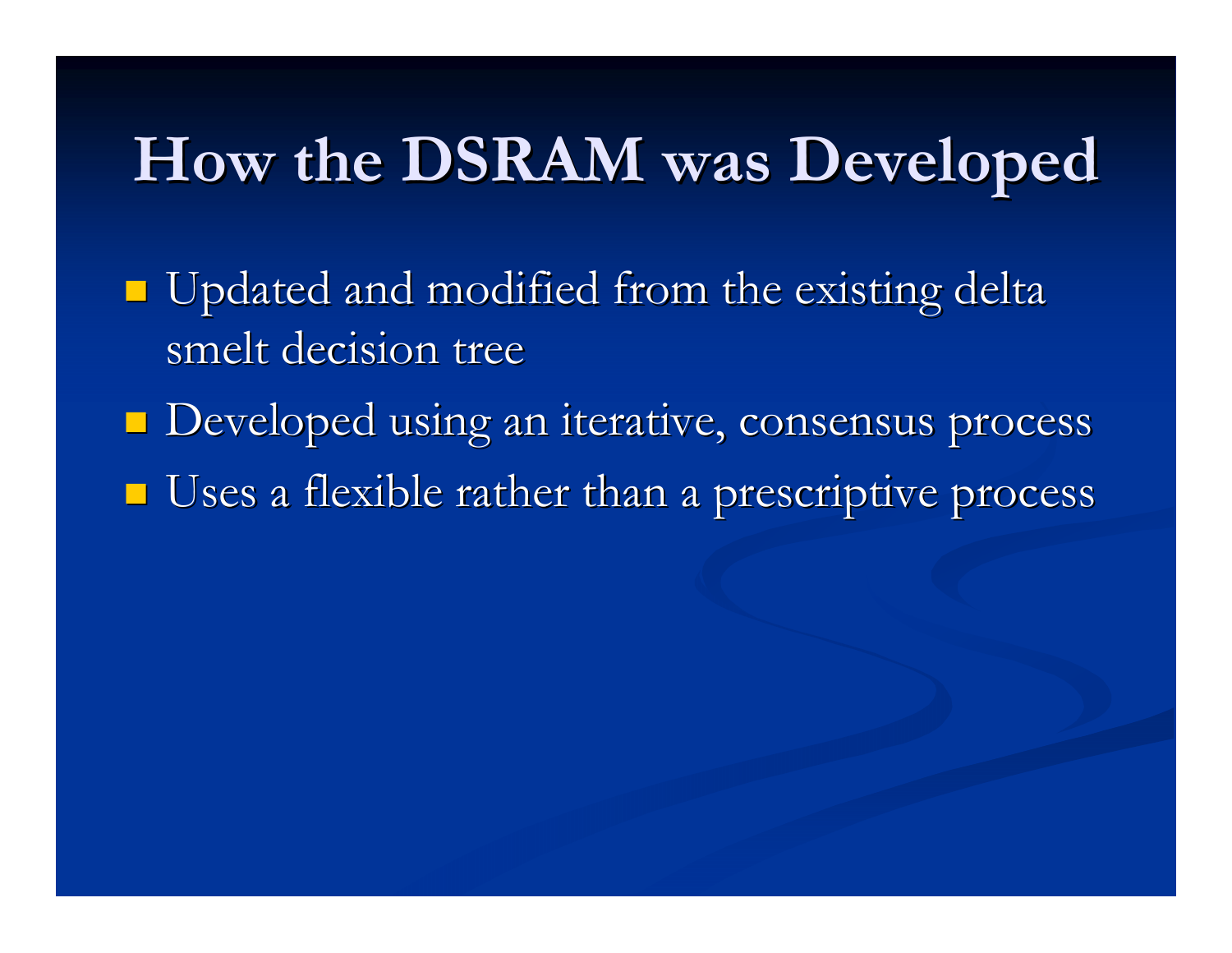# How the DSRAM was Developed

- Updated and modified from the existing delta smelt decision tree
- Developed using an iterative, consensus process
- Uses a flexible rather than a prescriptive process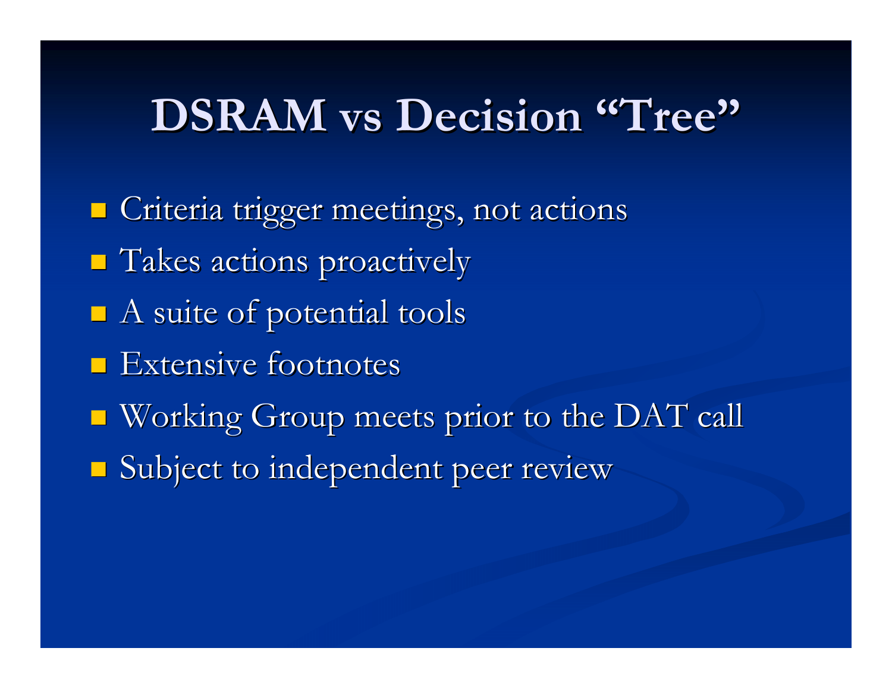# DSRAM vs Decision "Tree"

- Criteria trigger meetings, not actions
- Takes actions proactively
- A suite of potential tools
- Extensive footnotes
- Working Group meets prior to the DAT call
- Subject to independent peer review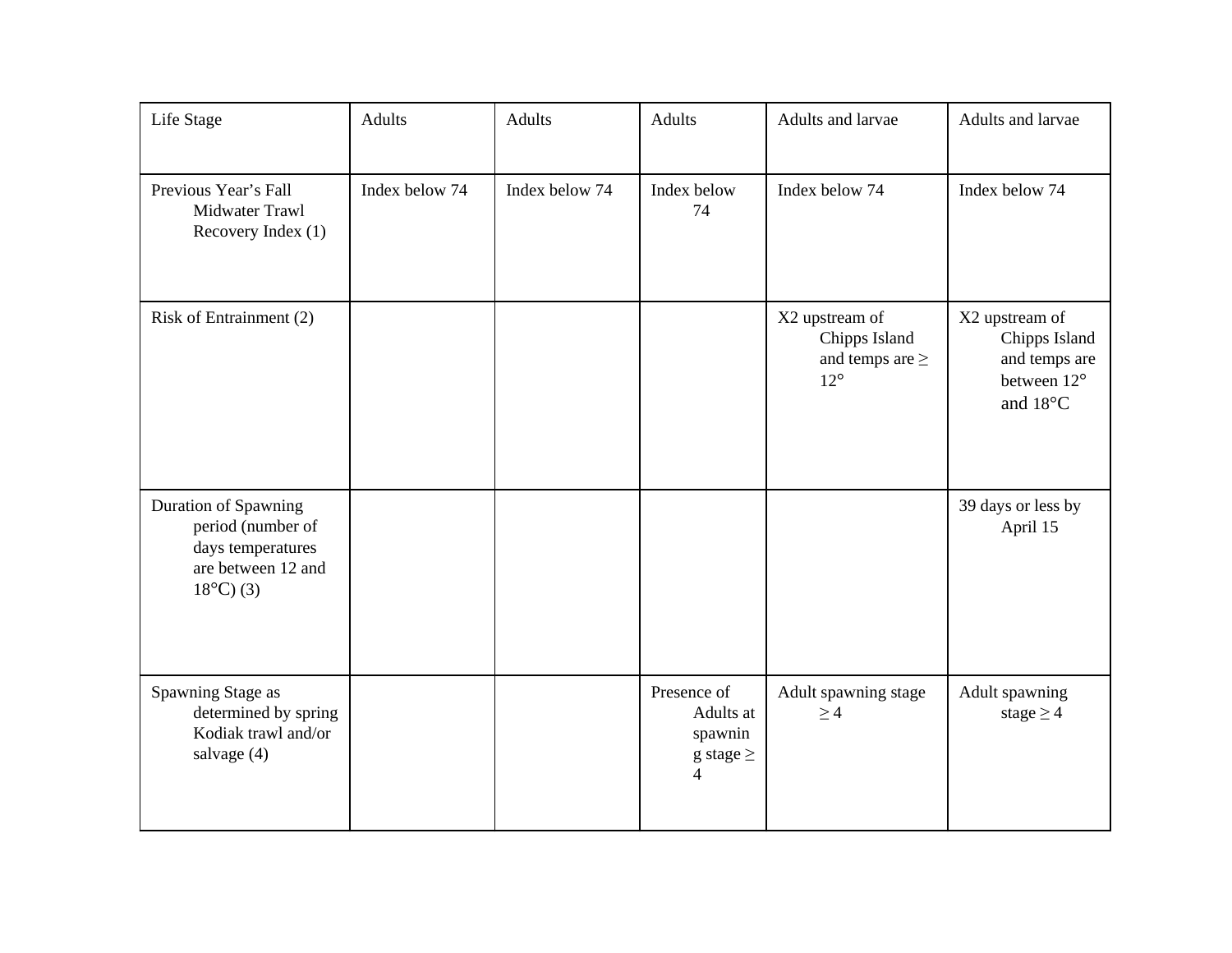| Life Stage | Adults | Adults | Adults | Adults and larvae | Adults and larvae |
|---|---|---|---|---|---|
| Previous Year's Fall Midwater Trawl Recovery Index (1) | Index below 74 | Index below 74 | Index below 74 | Index below 74 | Index below 74 |
| Risk of Entrainment (2) | | | | X2 upstream of Chipps Island and temps are ≥ 12° | X2 upstream of Chipps Island and temps are between 12° and 18°C |
| Duration of Spawning period (number of days temperatures are between 12 and 18°C) (3) | | | | | 39 days or less by April 15 |
| Spawning Stage as determined by spring Kodiak trawl and/or salvage (4) | | | Presence of Adults at spawning stage ≥ 4 | Adult spawning stage ≥ 4 | Adult spawning stage ≥ 4 |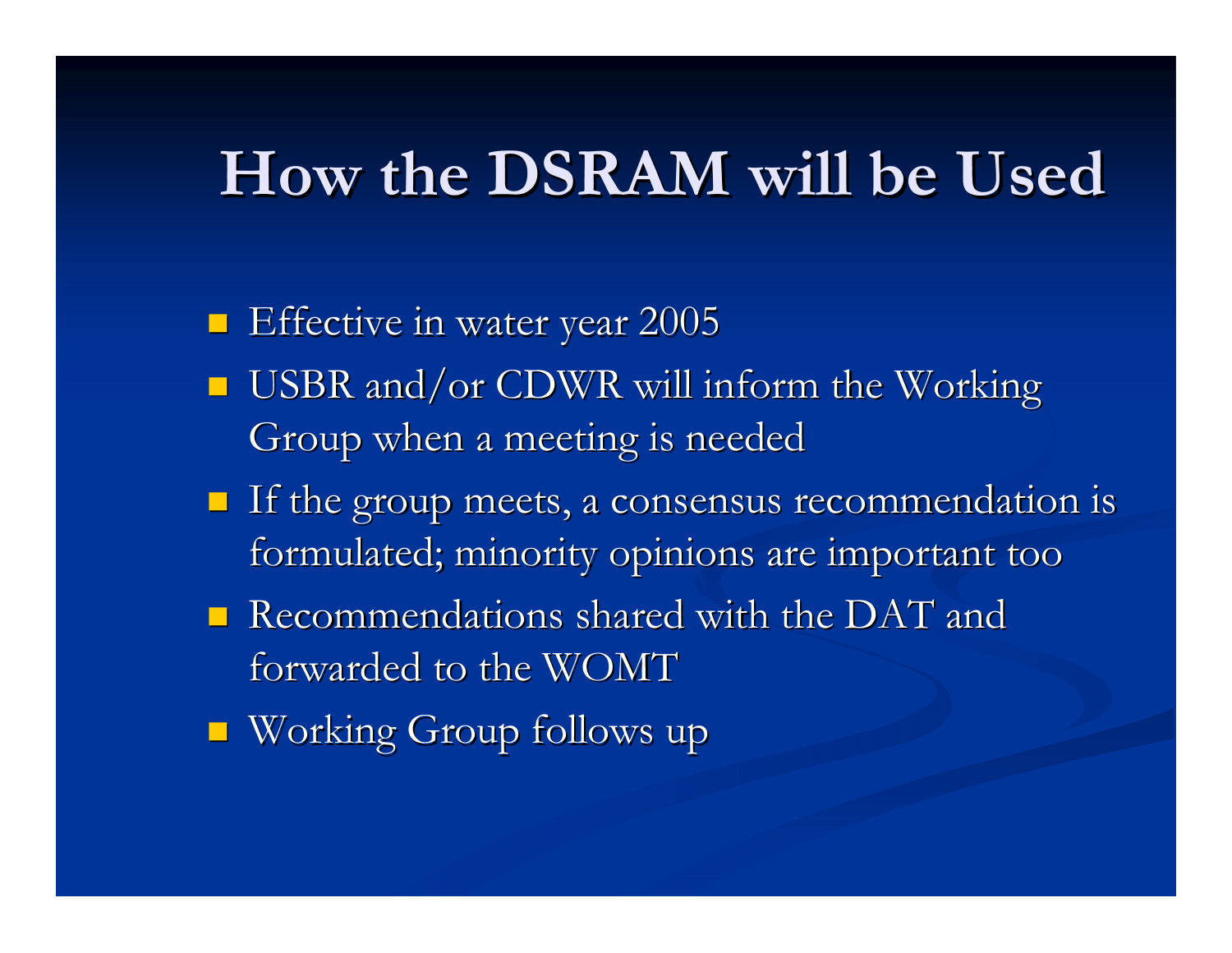# How the DSRAM will be Used

- Effective in water year 2005
- USBR and/or CDWR will inform the Working Group when a meeting is needed
- If the group meets, a consensus recommendation is formulated; minority opinions are important too
- Recommendations shared with the DAT and forwarded to the WOMT
- Working Group follows up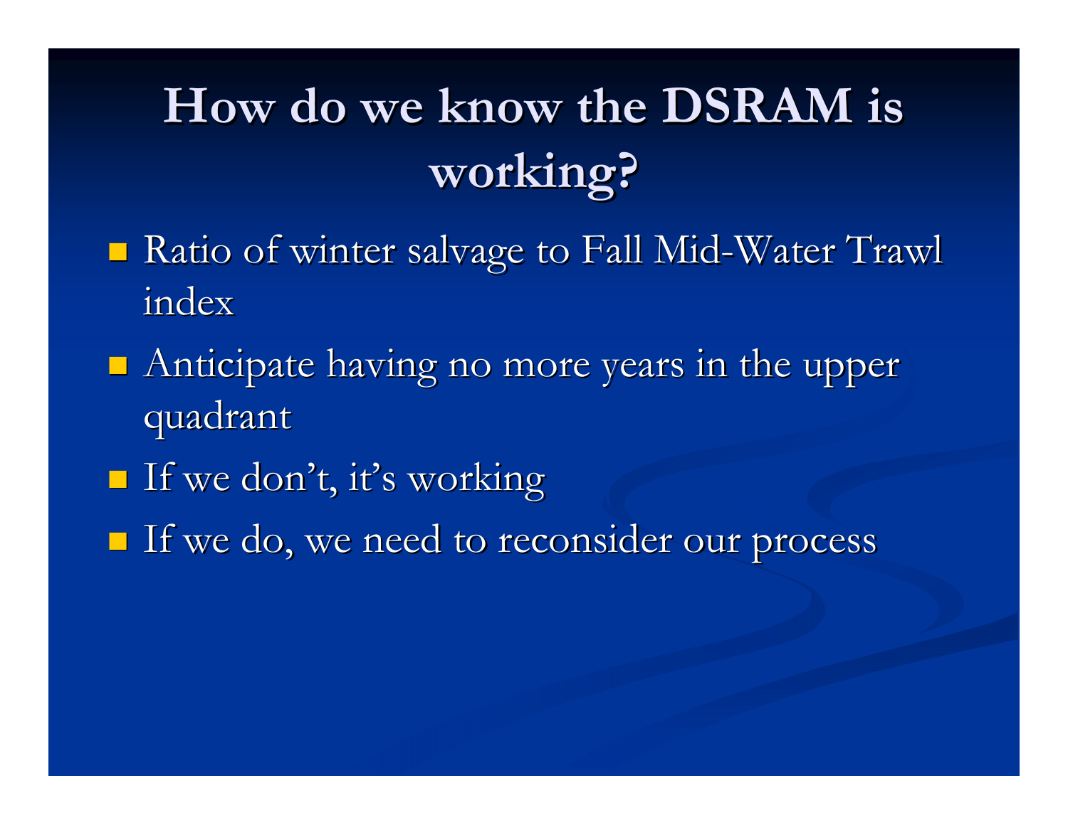# How do we know the DSRAM is working?

- Ratio of winter salvage to Fall Mid-Water Trawl index
- Anticipate having no more years in the upper quadrant
- If we don't, it's working
- If we do, we need to reconsider our process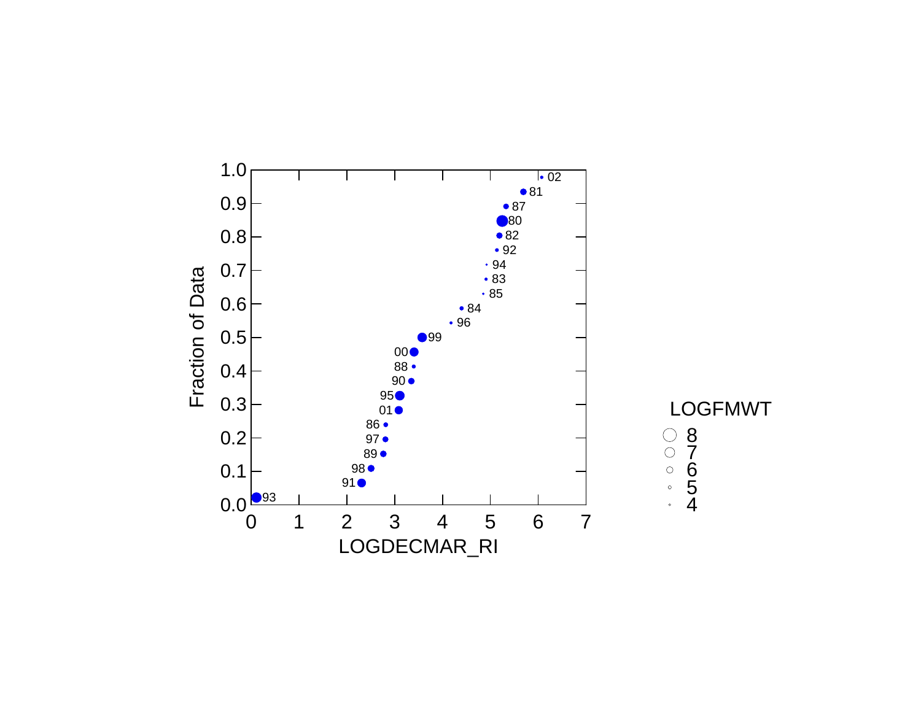Fraction of Data

1.0
0.9
0.8
0.7
0.6
0.5
0.4
0.3
0.2
0.1
0.0

0 1 2 3 4 5 6 7

LOGDECMAR_RI

02
81
87
80
82
92
94
83
85
84
96
99
00
88
90
95
01
86
97
89
98
91
93

LOGFMWT

8
7
6
5
4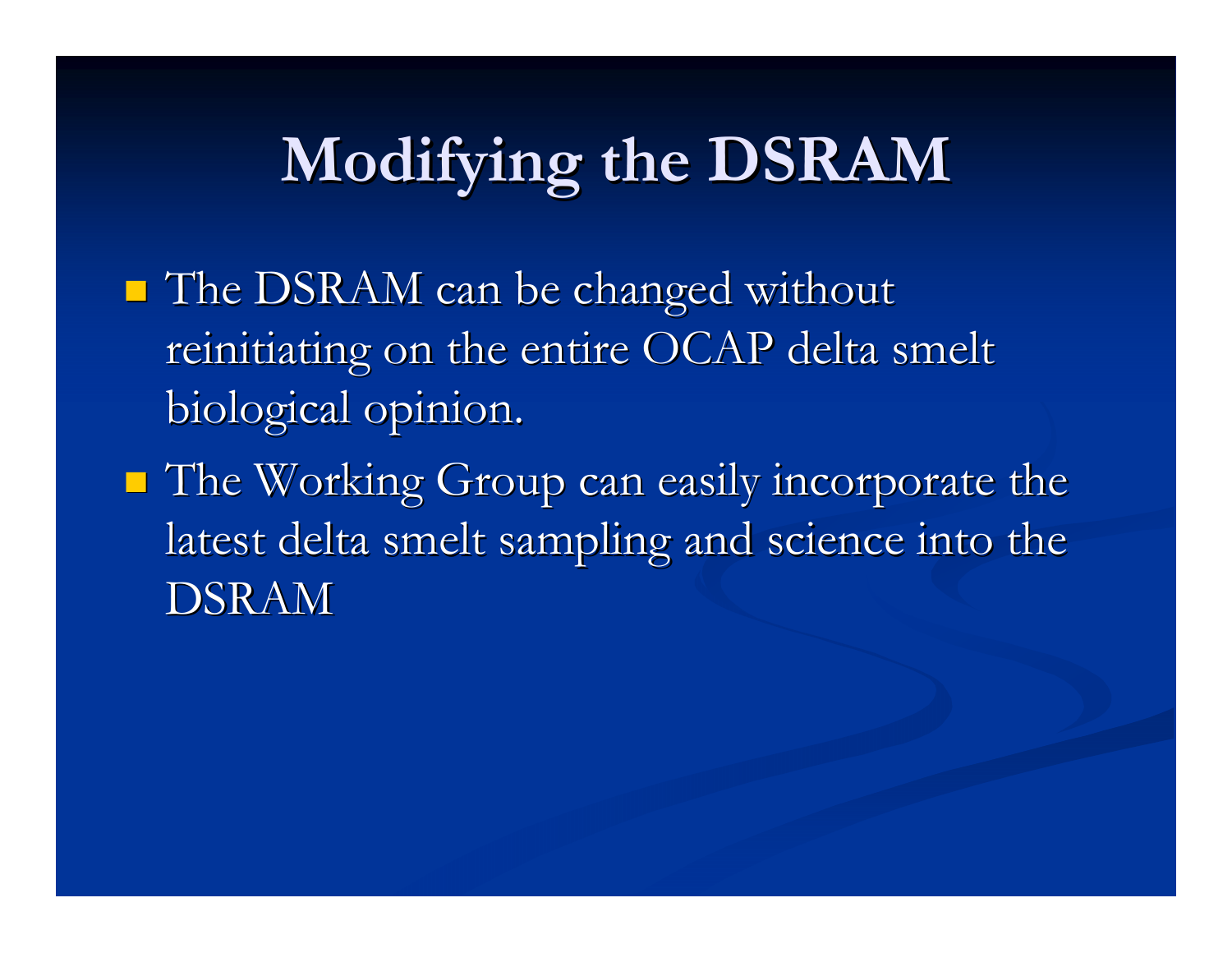# Modifying the DSRAM

- The DSRAM can be changed without reinitiating on the entire OCAP delta smelt biological opinion.
- The Working Group can easily incorporate the latest delta smelt sampling and science into the DSRAM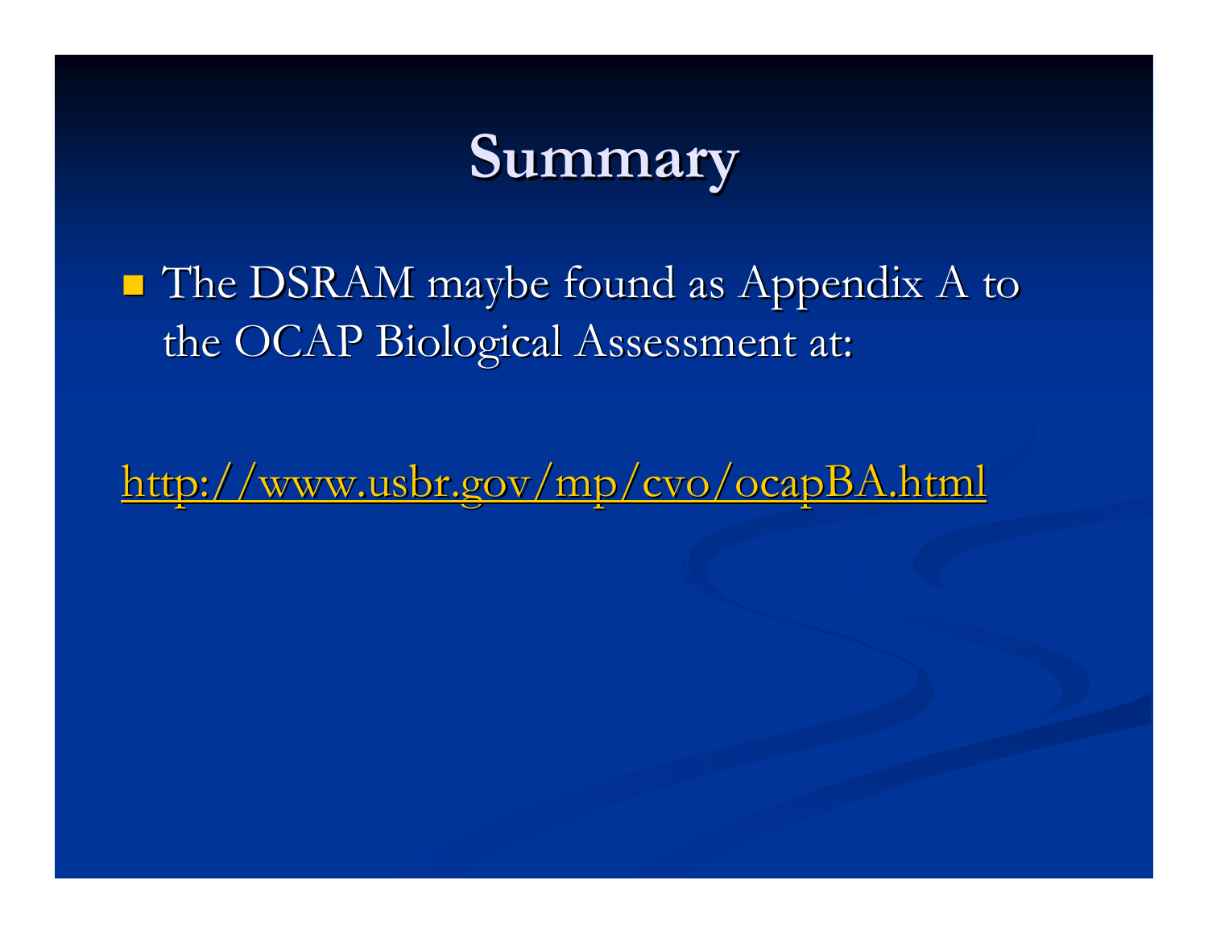# Summary

- The DSRAM maybe found as Appendix A to the OCAP Biological Assessment at:

http://www.usbr.gov/mp/cvo/ocapBA.html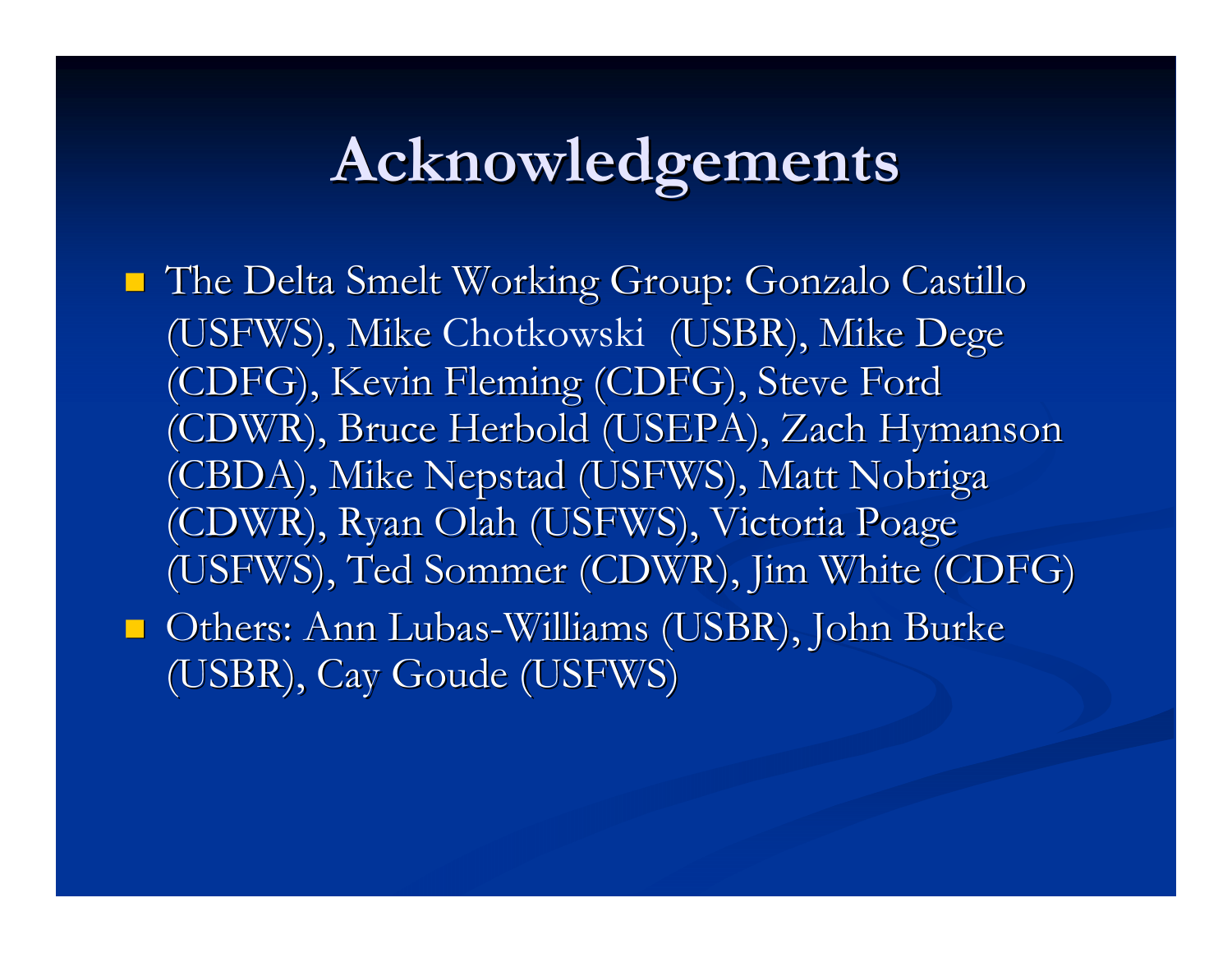# Acknowledgements

- The Delta Smelt Working Group: Gonzalo Castillo (USFWS), Mike Chotkowski (USBR), Mike Dege (CDFG), Kevin Fleming (CDFG), Steve Ford (CDWR), Bruce Herbold (USEPA), Zach Hymanson (CBDA), Mike Nepstad (USFWS), Matt Nobriga (CDWR), Ryan Olah (USFWS), Victoria Poage (USFWS), Ted Sommer (CDWR), Jim White (CDFG)
- Others: Ann Lubas-Williams (USBR), John Burke (USBR), Cay Goude (USFWS)